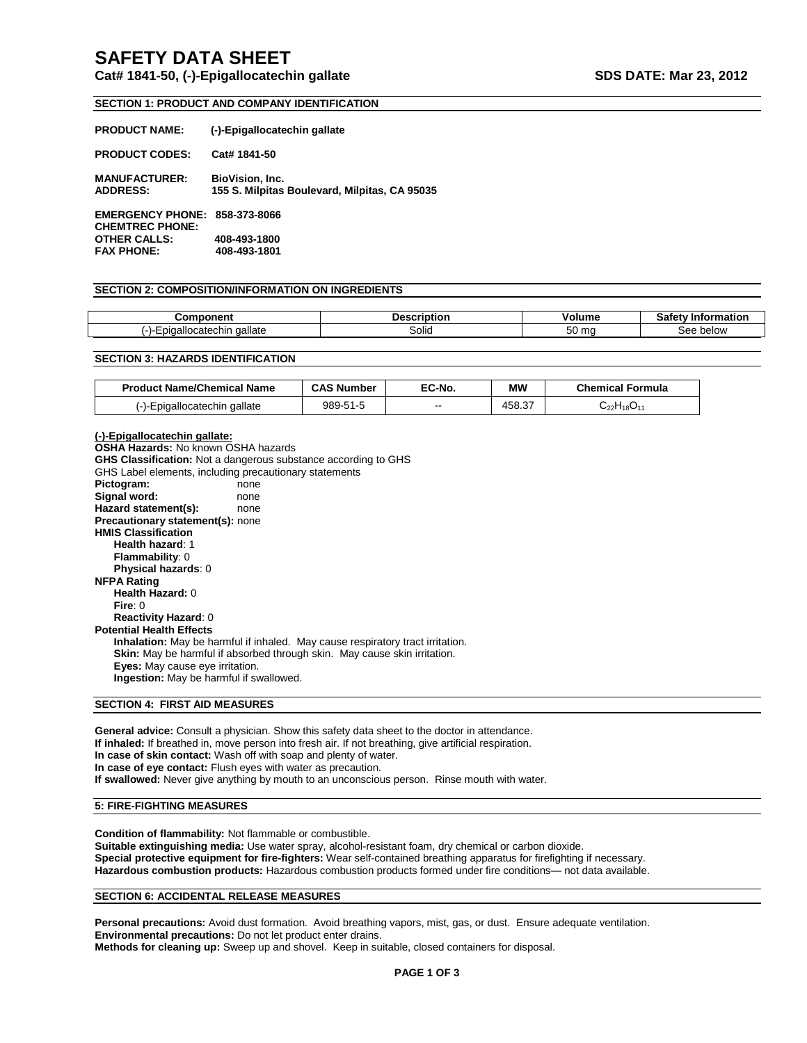# SAFETY DATA SHEET

**Cat# 1841-50, (-)-Epigallocatechin gallate** **SDS DATE: Mar 23, 2012**

## SECTION 1: PRODUCT AND COMPANY IDENTIFICATION

**PRODUCT NAME:** **(-)-Epigallocatechin gallate**

**PRODUCT CODES:** **Cat# 1841-50**

**MANUFACTURER:** **BioVision, Inc.**
**ADDRESS:** **155 S. Milpitas Boulevard, Milpitas, CA 95035**

**EMERGENCY PHONE:** **858-373-8066**
**CHEMTREC PHONE:**
**OTHER CALLS:** **408-493-1800**
**FAX PHONE:** **408-493-1801**

## SECTION 2: COMPOSITION/INFORMATION ON INGREDIENTS

| Component | Description | Volume | Safety Information |
|---|---|---|---|
| (-)-Epigallocatechin gallate | Solid | 50 mg | See below |

## SECTION 3: HAZARDS IDENTIFICATION

| Product Name/Chemical Name | CAS Number | EC-No. | MW | Chemical Formula |
|---|---|---|---|---|
| (-)-Epigallocatechin gallate | 989-51-5 | -- | 458.37 | $C_{22}H_{18}O_{11}$ |

**(-)-Epigallocatechin gallate:**
**OSHA Hazards:** No known OSHA hazards
**GHS Classification:** Not a dangerous substance according to GHS
GHS Label elements, including precautionary statements
**Pictogram:** none
**Signal word:** none
**Hazard statement(s):** none
**Precautionary statement(s):** none
**HMIS Classification**
- **Health hazard**: 1
- **Flammability**: 0
- **Physical hazards**: 0

**NFPA Rating**
- **Health Hazard:** 0
- **Fire**: 0
- **Reactivity Hazard**: 0

**Potential Health Effects**
- **Inhalation:** May be harmful if inhaled. May cause respiratory tract irritation.
- **Skin:** May be harmful if absorbed through skin. May cause skin irritation.
- **Eyes:** May cause eye irritation.
- **Ingestion:** May be harmful if swallowed.

## SECTION 4: FIRST AID MEASURES

**General advice:** Consult a physician. Show this safety data sheet to the doctor in attendance.
**If inhaled:** If breathed in, move person into fresh air. If not breathing, give artificial respiration.
**In case of skin contact:** Wash off with soap and plenty of water.
**In case of eye contact:** Flush eyes with water as precaution.
**If swallowed:** Never give anything by mouth to an unconscious person. Rinse mouth with water.

## 5: FIRE-FIGHTING MEASURES

**Condition of flammability:** Not flammable or combustible.
**Suitable extinguishing media:** Use water spray, alcohol-resistant foam, dry chemical or carbon dioxide.
**Special protective equipment for fire-fighters:** Wear self-contained breathing apparatus for firefighting if necessary.
**Hazardous combustion products:** Hazardous combustion products formed under fire conditions— not data available.

## SECTION 6: ACCIDENTAL RELEASE MEASURES

**Personal precautions:** Avoid dust formation. Avoid breathing vapors, mist, gas, or dust. Ensure adequate ventilation.
**Environmental precautions:** Do not let product enter drains.
**Methods for cleaning up:** Sweep up and shovel. Keep in suitable, closed containers for disposal.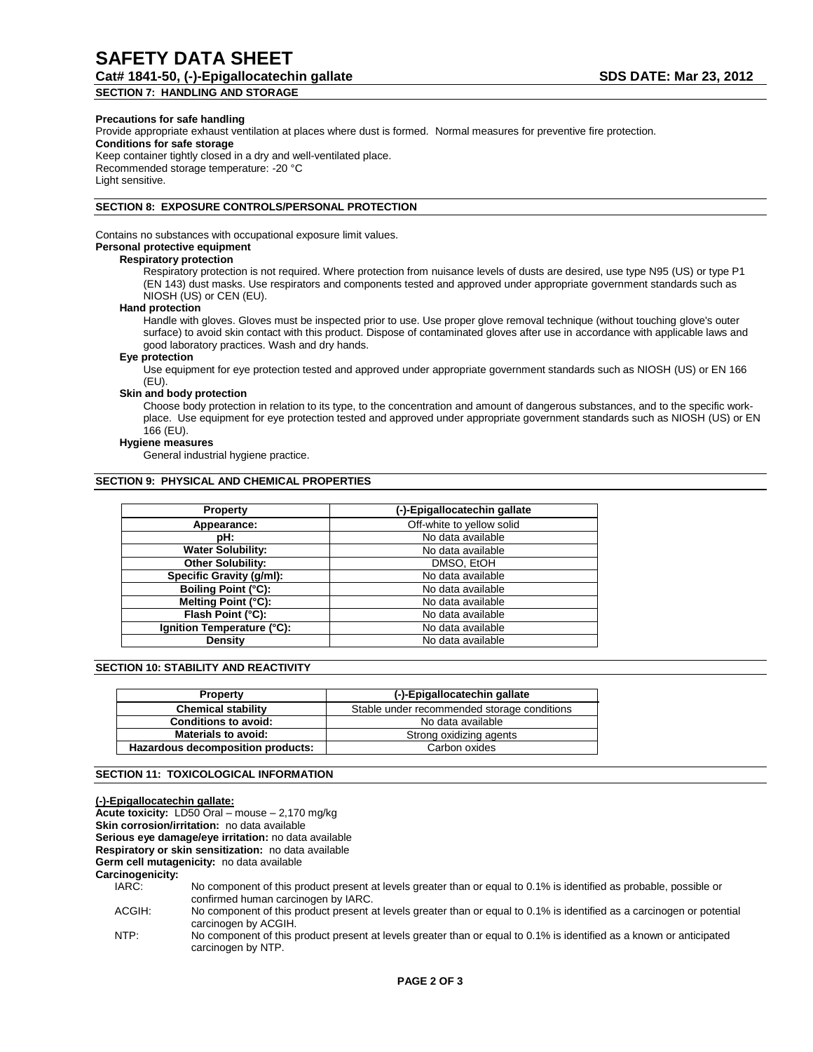## SECTION 7: HANDLING AND STORAGE

**Precautions for safe handling**

Provide appropriate exhaust ventilation at places where dust is formed. Normal measures for preventive fire protection.

**Conditions for safe storage**

Keep container tightly closed in a dry and well-ventilated place.
Recommended storage temperature: -20 °C
Light sensitive.

## SECTION 8: EXPOSURE CONTROLS/PERSONAL PROTECTION

Contains no substances with occupational exposure limit values.

**Personal protective equipment**

**Respiratory protection**

Respiratory protection is not required. Where protection from nuisance levels of dusts are desired, use type N95 (US) or type P1 (EN 143) dust masks. Use respirators and components tested and approved under appropriate government standards such as NIOSH (US) or CEN (EU).

**Hand protection**

Handle with gloves. Gloves must be inspected prior to use. Use proper glove removal technique (without touching glove's outer surface) to avoid skin contact with this product. Dispose of contaminated gloves after use in accordance with applicable laws and good laboratory practices. Wash and dry hands.

**Eye protection**

Use equipment for eye protection tested and approved under appropriate government standards such as NIOSH (US) or EN 166 (EU).

**Skin and body protection**

Choose body protection in relation to its type, to the concentration and amount of dangerous substances, and to the specific work-place. Use equipment for eye protection tested and approved under appropriate government standards such as NIOSH (US) or EN 166 (EU).

**Hygiene measures**

General industrial hygiene practice.

## SECTION 9: PHYSICAL AND CHEMICAL PROPERTIES

| Property | (-)-Epigallocatechin gallate |
|---|---|
| Appearance: | Off-white to yellow solid |
| pH: | No data available |
| Water Solubility: | No data available |
| Other Solubility: | DMSO, EtOH |
| Specific Gravity (g/ml): | No data available |
| Boiling Point (°C): | No data available |
| Melting Point (°C): | No data available |
| Flash Point (°C): | No data available |
| Ignition Temperature (°C): | No data available |
| Density | No data available |

## SECTION 10: STABILITY AND REACTIVITY

| Property | (-)-Epigallocatechin gallate |
|---|---|
| Chemical stability | Stable under recommended storage conditions |
| Conditions to avoid: | No data available |
| Materials to avoid: | Strong oxidizing agents |
| Hazardous decomposition products: | Carbon oxides |

## SECTION 11: TOXICOLOGICAL INFORMATION

**(-)-Epigallocatechin gallate:**

**Acute toxicity:** LD50 Oral – mouse – 2,170 mg/kg
**Skin corrosion/irritation:** no data available
**Serious eye damage/eye irritation:** no data available
**Respiratory or skin sensitization:** no data available
**Germ cell mutagenicity:** no data available
**Carcinogenicity:**

IARC: No component of this product present at levels greater than or equal to 0.1% is identified as probable, possible or confirmed human carcinogen by IARC.

ACGIH: No component of this product present at levels greater than or equal to 0.1% is identified as a carcinogen or potential carcinogen by ACGIH.

NTP: No component of this product present at levels greater than or equal to 0.1% is identified as a known or anticipated carcinogen by NTP.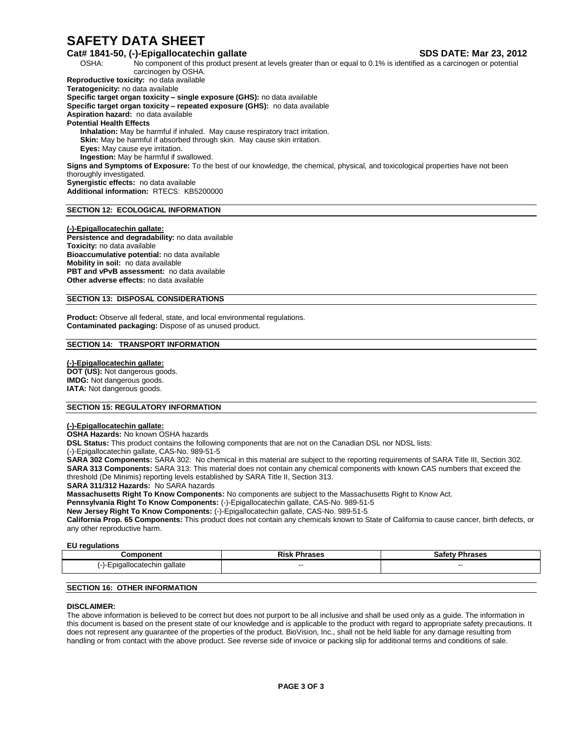OSHA: No component of this product present at levels greater than or equal to 0.1% is identified as a carcinogen or potential carcinogen by OSHA.

**Reproductive toxicity:** no data available
**Teratogenicity:** no data available
**Specific target organ toxicity – single exposure (GHS):** no data available
**Specific target organ toxicity – repeated exposure (GHS):** no data available
**Aspiration hazard:** no data available

**Potential Health Effects**

**Inhalation:** May be harmful if inhaled. May cause respiratory tract irritation.
**Skin:** May be harmful if absorbed through skin. May cause skin irritation.
**Eyes:** May cause eye irritation.
**Ingestion:** May be harmful if swallowed.

**Signs and Symptoms of Exposure:** To the best of our knowledge, the chemical, physical, and toxicological properties have not been thoroughly investigated.
**Synergistic effects:** no data available
**Additional information:** RTECS: KB5200000

## SECTION 12: ECOLOGICAL INFORMATION

**(-)-Epigallocatechin gallate:**
**Persistence and degradability:** no data available
**Toxicity:** no data available
**Bioaccumulative potential:** no data available
**Mobility in soil:** no data available
**PBT and vPvB assessment:** no data available
**Other adverse effects:** no data available

## SECTION 13: DISPOSAL CONSIDERATIONS

**Product:** Observe all federal, state, and local environmental regulations.
**Contaminated packaging:** Dispose of as unused product.

## SECTION 14: TRANSPORT INFORMATION

**(-)-Epigallocatechin gallate:**
**DOT (US):** Not dangerous goods.
**IMDG:** Not dangerous goods.
**IATA:** Not dangerous goods.

## SECTION 15: REGULATORY INFORMATION

**(-)-Epigallocatechin gallate:**
**OSHA Hazards:** No known OSHA hazards
**DSL Status:** This product contains the following components that are not on the Canadian DSL nor NDSL lists:
(-)-Epigallocatechin gallate, CAS-No. 989-51-5
**SARA 302 Components:** SARA 302: No chemical in this material are subject to the reporting requirements of SARA Title III, Section 302.
**SARA 313 Components:** SARA 313: This material does not contain any chemical components with known CAS numbers that exceed the threshold (De Minimis) reporting levels established by SARA Title II, Section 313.
**SARA 311/312 Hazards:** No SARA hazards
**Massachusetts Right To Know Components:** No components are subject to the Massachusetts Right to Know Act.
**Pennsylvania Right To Know Components:** (-)-Epigallocatechin gallate, CAS-No. 989-51-5
**New Jersey Right To Know Components:** (-)-Epigallocatechin gallate, CAS-No. 989-51-5
**California Prop. 65 Components:** This product does not contain any chemicals known to State of California to cause cancer, birth defects, or any other reproductive harm.

**EU regulations**

| Component | Risk Phrases | Safety Phrases |
|---|---|---|
| (-)-Epigallocatechin gallate | -- | -- |

## SECTION 16: OTHER INFORMATION

**DISCLAIMER:**

The above information is believed to be correct but does not purport to be all inclusive and shall be used only as a guide. The information in this document is based on the present state of our knowledge and is applicable to the product with regard to appropriate safety precautions. It does not represent any guarantee of the properties of the product. BioVision, Inc., shall not be held liable for any damage resulting from handling or from contact with the above product. See reverse side of invoice or packing slip for additional terms and conditions of sale.